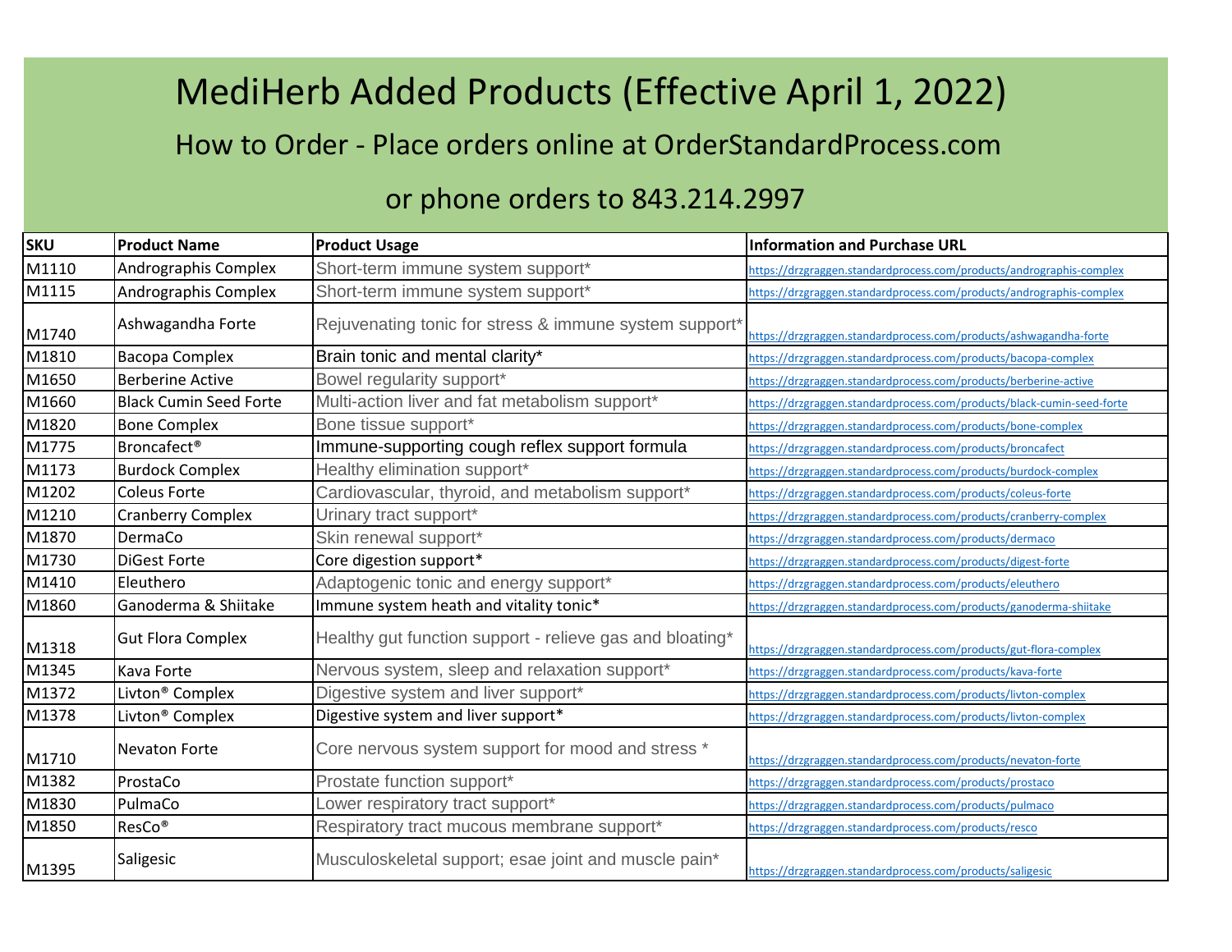# MediHerb Added Products (Effective April 1, 2022)

## How to Order - Place orders online at OrderStandardProcess.com

## or phone orders to 843.214.2997

| SKU | Product Name | Product Usage | Information and Purchase URL |
|---|---|---|---|
| M1110 | Andrographis Complex | Short-term immune system support* | https://drzgraggen.standardprocess.com/products/andrographis-complex |
| M1115 | Andrographis Complex | Short-term immune system support* | https://drzgraggen.standardprocess.com/products/andrographis-complex |
| M1740 | Ashwagandha Forte | Rejuvenating tonic for stress & immune system support* | https://drzgraggen.standardprocess.com/products/ashwagandha-forte |
| M1810 | Bacopa Complex | Brain tonic and mental clarity* | https://drzgraggen.standardprocess.com/products/bacopa-complex |
| M1650 | Berberine Active | Bowel regularity support* | https://drzgraggen.standardprocess.com/products/berberine-active |
| M1660 | Black Cumin Seed Forte | Multi-action liver and fat metabolism support* | https://drzgraggen.standardprocess.com/products/black-cumin-seed-forte |
| M1820 | Bone Complex | Bone tissue support* | https://drzgraggen.standardprocess.com/products/bone-complex |
| M1775 | Broncafect® | Immune-supporting cough reflex support formula | https://drzgraggen.standardprocess.com/products/broncafect |
| M1173 | Burdock Complex | Healthy elimination support* | https://drzgraggen.standardprocess.com/products/burdock-complex |
| M1202 | Coleus Forte | Cardiovascular, thyroid, and metabolism support* | https://drzgraggen.standardprocess.com/products/coleus-forte |
| M1210 | Cranberry Complex | Urinary tract support* | https://drzgraggen.standardprocess.com/products/cranberry-complex |
| M1870 | DermaCo | Skin renewal support* | https://drzgraggen.standardprocess.com/products/dermaco |
| M1730 | DiGest Forte | Core digestion support* | https://drzgraggen.standardprocess.com/products/digest-forte |
| M1410 | Eleuthero | Adaptogenic tonic and energy support* | https://drzgraggen.standardprocess.com/products/eleuthero |
| M1860 | Ganoderma & Shiitake | Immune system heath and vitality tonic* | https://drzgraggen.standardprocess.com/products/ganoderma-shiitake |
| M1318 | Gut Flora Complex | Healthy gut function support - relieve gas and bloating* | https://drzgraggen.standardprocess.com/products/gut-flora-complex |
| M1345 | Kava Forte | Nervous system, sleep and relaxation support* | https://drzgraggen.standardprocess.com/products/kava-forte |
| M1372 | Livton® Complex | Digestive system and liver support* | https://drzgraggen.standardprocess.com/products/livton-complex |
| M1378 | Livton® Complex | Digestive system and liver support* | https://drzgraggen.standardprocess.com/products/livton-complex |
| M1710 | Nevaton Forte | Core nervous system support for mood and stress * | https://drzgraggen.standardprocess.com/products/nevaton-forte |
| M1382 | ProstaCo | Prostate function support* | https://drzgraggen.standardprocess.com/products/prostaco |
| M1830 | PulmaCo | Lower respiratory tract support* | https://drzgraggen.standardprocess.com/products/pulmaco |
| M1850 | ResCo® | Respiratory tract mucous membrane support* | https://drzgraggen.standardprocess.com/products/resco |
| M1395 | Saligesic | Musculoskeletal support; esae joint and muscle pain* | https://drzgraggen.standardprocess.com/products/saligesic |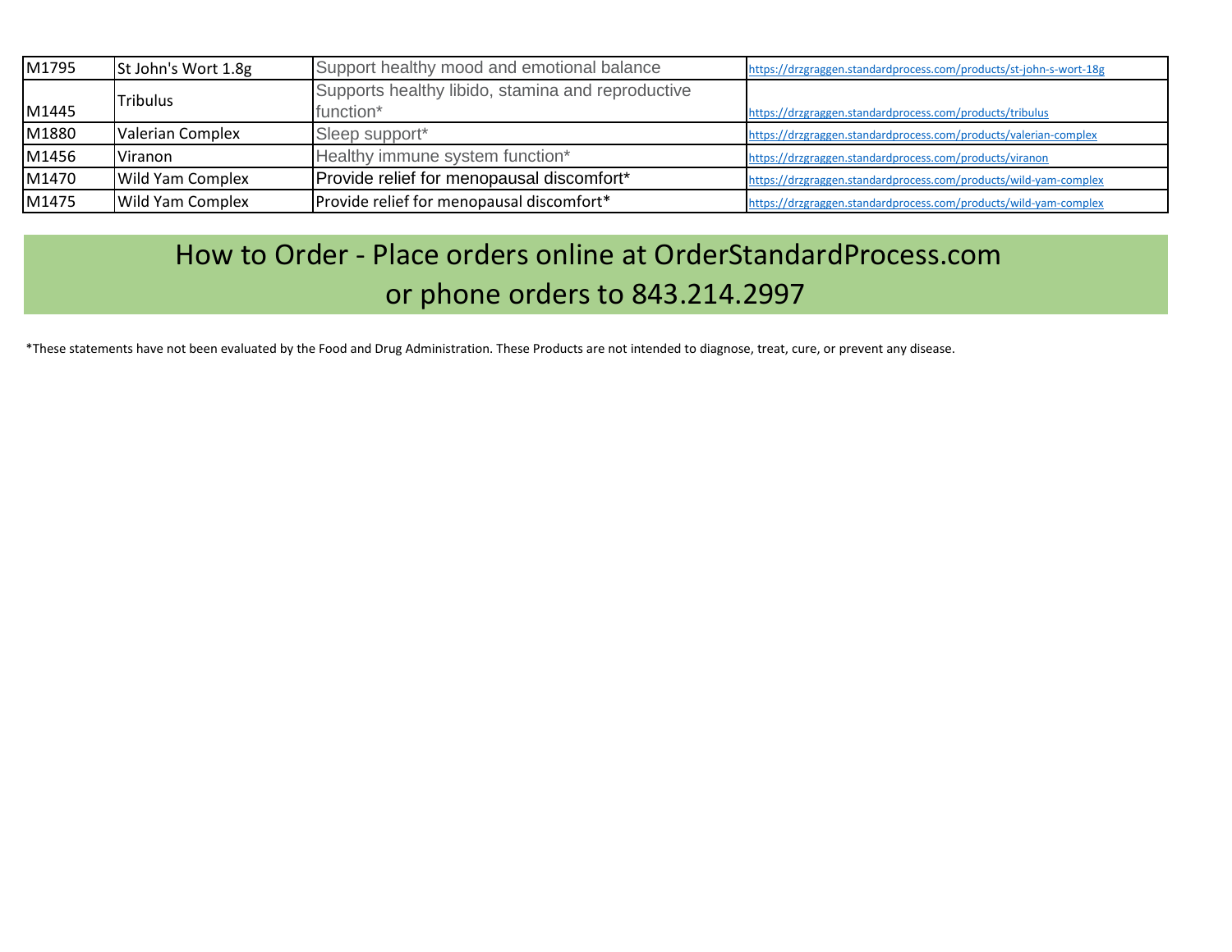| | | | |
|---|---|---|---|
| M1795 | St John's Wort 1.8g | Support healthy mood and emotional balance | https://drzgraggen.standardprocess.com/products/st-john-s-wort-18g |
| M1445 | Tribulus | Supports healthy libido, stamina and reproductive function* | https://drzgraggen.standardprocess.com/products/tribulus |
| M1880 | Valerian Complex | Sleep support* | https://drzgraggen.standardprocess.com/products/valerian-complex |
| M1456 | Viranon | Healthy immune system function* | https://drzgraggen.standardprocess.com/products/viranon |
| M1470 | Wild Yam Complex | Provide relief for menopausal discomfort* | https://drzgraggen.standardprocess.com/products/wild-yam-complex |
| M1475 | Wild Yam Complex | Provide relief for menopausal discomfort* | https://drzgraggen.standardprocess.com/products/wild-yam-complex |

## How to Order - Place orders online at OrderStandardProcess.com or phone orders to 843.214.2997

*These statements have not been evaluated by the Food and Drug Administration. These Products are not intended to diagnose, treat, cure, or prevent any disease.